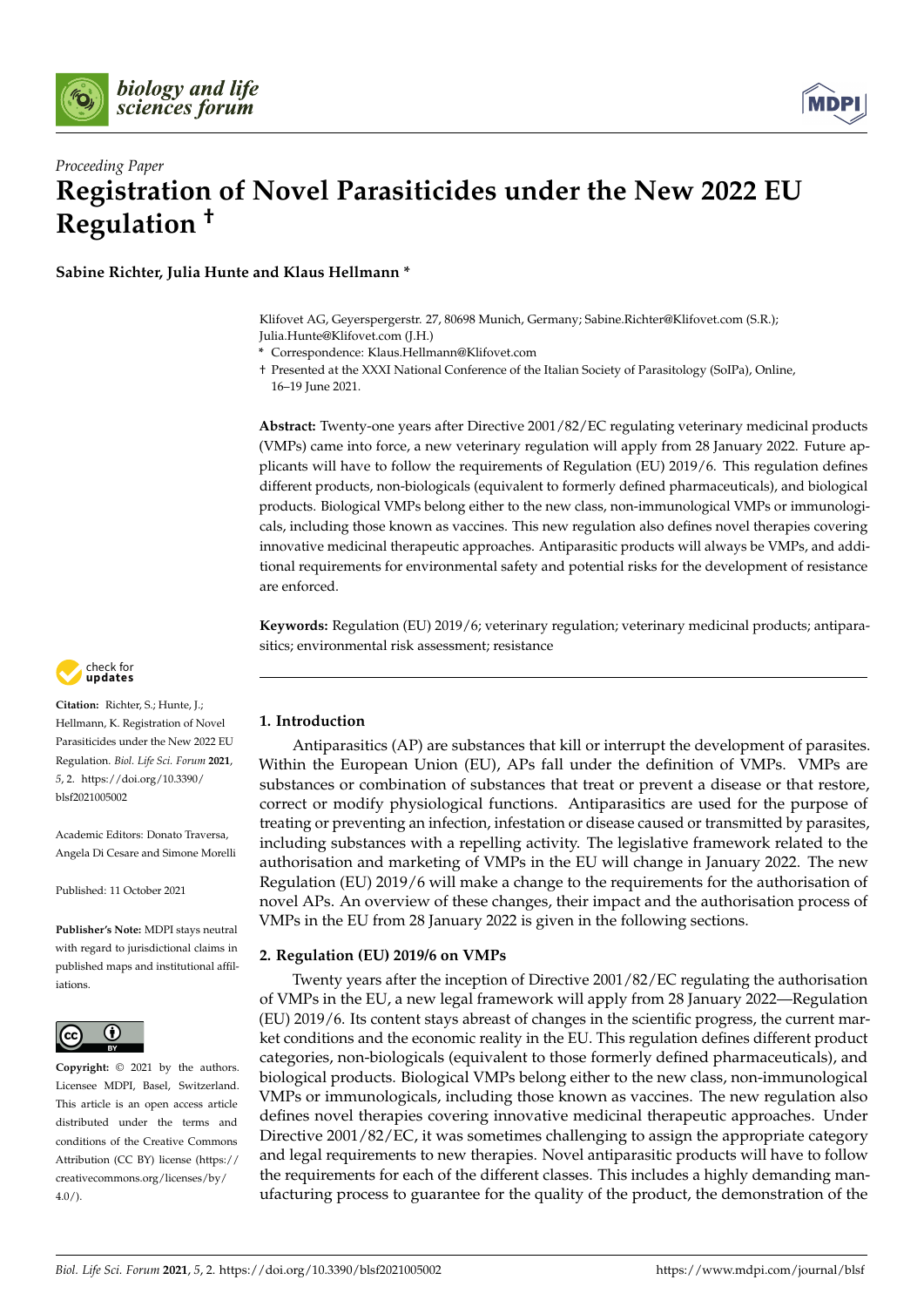*Proceeding Paper*

# Registration of Novel Parasiticides under the New 2022 EU Regulation †

**Sabine Richter, Julia Hunte and Klaus Hellmann ***

Klifovet AG, Geyerspergerstr. 27, 80698 Munich, Germany; Sabine.Richter@Klifovet.com (S.R.); Julia.Hunte@Klifovet.com (J.H.)

* Correspondence: Klaus.Hellmann@Klifovet.com

† Presented at the XXXI National Conference of the Italian Society of Parasitology (SoIPa), Online, 16–19 June 2021.

**Abstract:** Twenty-one years after Directive 2001/82/EC regulating veterinary medicinal products (VMPs) came into force, a new veterinary regulation will apply from 28 January 2022. Future applicants will have to follow the requirements of Regulation (EU) 2019/6. This regulation defines different products, non-biologicals (equivalent to formerly defined pharmaceuticals), and biological products. Biological VMPs belong either to the new class, non-immunological VMPs or immunologicals, including those known as vaccines. This new regulation also defines novel therapies covering innovative medicinal therapeutic approaches. Antiparasitic products will always be VMPs, and additional requirements for environmental safety and potential risks for the development of resistance are enforced.

**Keywords:** Regulation (EU) 2019/6; veterinary regulation; veterinary medicinal products; antiparasitics; environmental risk assessment; resistance

**Citation:** Richter, S.; Hunte, J.; Hellmann, K. Registration of Novel Parasiticides under the New 2022 EU Regulation. *Biol. Life Sci. Forum* **2021**, *5*, 2. https://doi.org/10.3390/blsf2021005002

Academic Editors: Donato Traversa, Angela Di Cesare and Simone Morelli

Published: 11 October 2021

**Publisher's Note:** MDPI stays neutral with regard to jurisdictional claims in published maps and institutional affiliations.

**Copyright:** © 2021 by the authors. Licensee MDPI, Basel, Switzerland. This article is an open access article distributed under the terms and conditions of the Creative Commons Attribution (CC BY) license (https://creativecommons.org/licenses/by/4.0/).

## 1. Introduction

Antiparasitics (AP) are substances that kill or interrupt the development of parasites. Within the European Union (EU), APs fall under the definition of VMPs. VMPs are substances or combination of substances that treat or prevent a disease or that restore, correct or modify physiological functions. Antiparasitics are used for the purpose of treating or preventing an infection, infestation or disease caused or transmitted by parasites, including substances with a repelling activity. The legislative framework related to the authorisation and marketing of VMPs in the EU will change in January 2022. The new Regulation (EU) 2019/6 will make a change to the requirements for the authorisation of novel APs. An overview of these changes, their impact and the authorisation process of VMPs in the EU from 28 January 2022 is given in the following sections.

## 2. Regulation (EU) 2019/6 on VMPs

Twenty years after the inception of Directive 2001/82/EC regulating the authorisation of VMPs in the EU, a new legal framework will apply from 28 January 2022—Regulation (EU) 2019/6. Its content stays abreast of changes in the scientific progress, the current market conditions and the economic reality in the EU. This regulation defines different product categories, non-biologicals (equivalent to those formerly defined pharmaceuticals), and biological products. Biological VMPs belong either to the new class, non-immunological VMPs or immunologicals, including those known as vaccines. The new regulation also defines novel therapies covering innovative medicinal therapeutic approaches. Under Directive 2001/82/EC, it was sometimes challenging to assign the appropriate category and legal requirements to new therapies. Novel antiparasitic products will have to follow the requirements for each of the different classes. This includes a highly demanding manufacturing process to guarantee for the quality of the product, the demonstration of the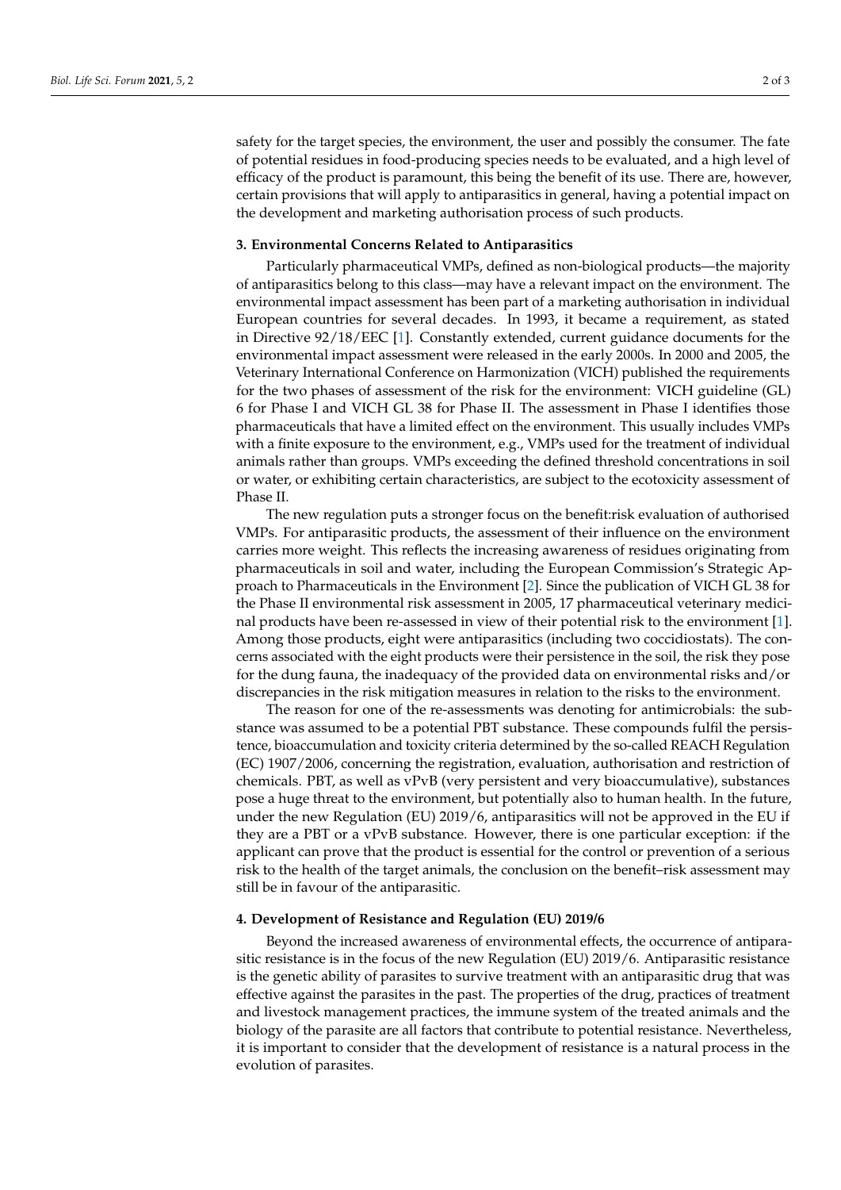safety for the target species, the environment, the user and possibly the consumer. The fate of potential residues in food-producing species needs to be evaluated, and a high level of efficacy of the product is paramount, this being the benefit of its use. There are, however, certain provisions that will apply to antiparasitics in general, having a potential impact on the development and marketing authorisation process of such products.

## 3. Environmental Concerns Related to Antiparasitics

Particularly pharmaceutical VMPs, defined as non-biological products—the majority of antiparasitics belong to this class—may have a relevant impact on the environment. The environmental impact assessment has been part of a marketing authorisation in individual European countries for several decades. In 1993, it became a requirement, as stated in Directive 92/18/EEC [1]. Constantly extended, current guidance documents for the environmental impact assessment were released in the early 2000s. In 2000 and 2005, the Veterinary International Conference on Harmonization (VICH) published the requirements for the two phases of assessment of the risk for the environment: VICH guideline (GL) 6 for Phase I and VICH GL 38 for Phase II. The assessment in Phase I identifies those pharmaceuticals that have a limited effect on the environment. This usually includes VMPs with a finite exposure to the environment, e.g., VMPs used for the treatment of individual animals rather than groups. VMPs exceeding the defined threshold concentrations in soil or water, or exhibiting certain characteristics, are subject to the ecotoxicity assessment of Phase II.

The new regulation puts a stronger focus on the benefit:risk evaluation of authorised VMPs. For antiparasitic products, the assessment of their influence on the environment carries more weight. This reflects the increasing awareness of residues originating from pharmaceuticals in soil and water, including the European Commission's Strategic Approach to Pharmaceuticals in the Environment [2]. Since the publication of VICH GL 38 for the Phase II environmental risk assessment in 2005, 17 pharmaceutical veterinary medicinal products have been re-assessed in view of their potential risk to the environment [1]. Among those products, eight were antiparasitics (including two coccidiostats). The concerns associated with the eight products were their persistence in the soil, the risk they pose for the dung fauna, the inadequacy of the provided data on environmental risks and/or discrepancies in the risk mitigation measures in relation to the risks to the environment.

The reason for one of the re-assessments was denoting for antimicrobials: the substance was assumed to be a potential PBT substance. These compounds fulfil the persistence, bioaccumulation and toxicity criteria determined by the so-called REACH Regulation (EC) 1907/2006, concerning the registration, evaluation, authorisation and restriction of chemicals. PBT, as well as vPvB (very persistent and very bioaccumulative), substances pose a huge threat to the environment, but potentially also to human health. In the future, under the new Regulation (EU) 2019/6, antiparasitics will not be approved in the EU if they are a PBT or a vPvB substance. However, there is one particular exception: if the applicant can prove that the product is essential for the control or prevention of a serious risk to the health of the target animals, the conclusion on the benefit–risk assessment may still be in favour of the antiparasitic.

## 4. Development of Resistance and Regulation (EU) 2019/6

Beyond the increased awareness of environmental effects, the occurrence of antiparasitic resistance is in the focus of the new Regulation (EU) 2019/6. Antiparasitic resistance is the genetic ability of parasites to survive treatment with an antiparasitic drug that was effective against the parasites in the past. The properties of the drug, practices of treatment and livestock management practices, the immune system of the treated animals and the biology of the parasite are all factors that contribute to potential resistance. Nevertheless, it is important to consider that the development of resistance is a natural process in the evolution of parasites.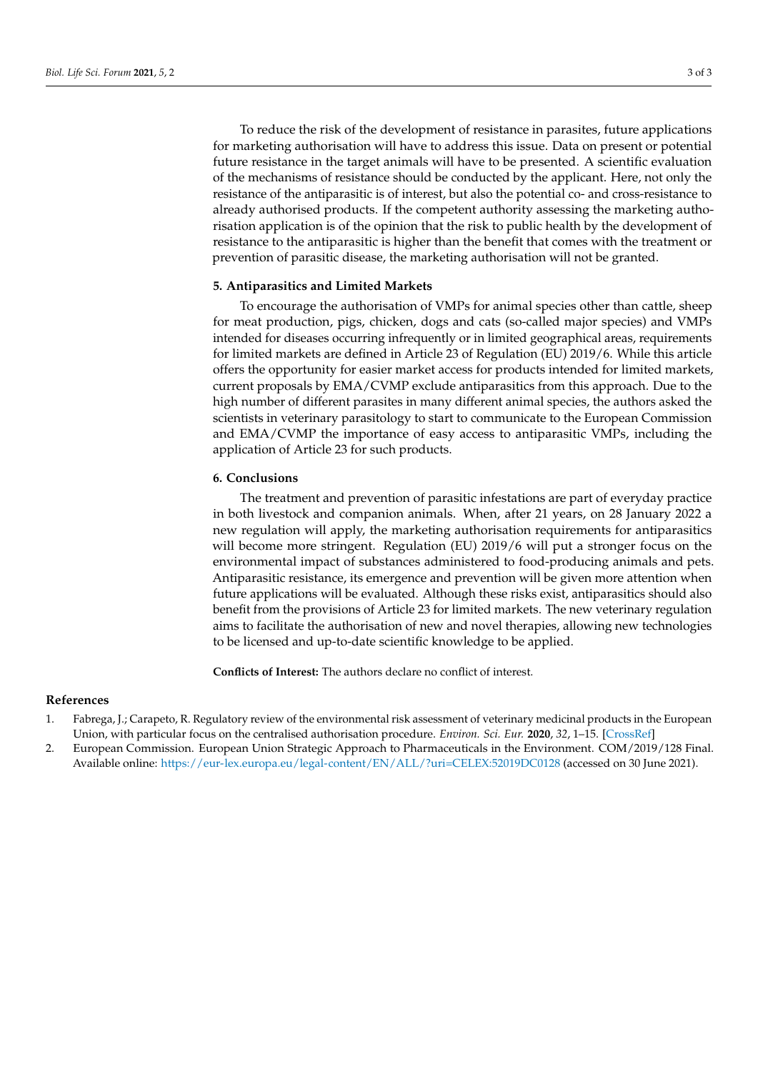To reduce the risk of the development of resistance in parasites, future applications for marketing authorisation will have to address this issue. Data on present or potential future resistance in the target animals will have to be presented. A scientific evaluation of the mechanisms of resistance should be conducted by the applicant. Here, not only the resistance of the antiparasitic is of interest, but also the potential co- and cross-resistance to already authorised products. If the competent authority assessing the marketing authorisation application is of the opinion that the risk to public health by the development of resistance to the antiparasitic is higher than the benefit that comes with the treatment or prevention of parasitic disease, the marketing authorisation will not be granted.

## 5. Antiparasitics and Limited Markets

To encourage the authorisation of VMPs for animal species other than cattle, sheep for meat production, pigs, chicken, dogs and cats (so-called major species) and VMPs intended for diseases occurring infrequently or in limited geographical areas, requirements for limited markets are defined in Article 23 of Regulation (EU) 2019/6. While this article offers the opportunity for easier market access for products intended for limited markets, current proposals by EMA/CVMP exclude antiparasitics from this approach. Due to the high number of different parasites in many different animal species, the authors asked the scientists in veterinary parasitology to start to communicate to the European Commission and EMA/CVMP the importance of easy access to antiparasitic VMPs, including the application of Article 23 for such products.

## 6. Conclusions

The treatment and prevention of parasitic infestations are part of everyday practice in both livestock and companion animals. When, after 21 years, on 28 January 2022 a new regulation will apply, the marketing authorisation requirements for antiparasitics will become more stringent. Regulation (EU) 2019/6 will put a stronger focus on the environmental impact of substances administered to food-producing animals and pets. Antiparasitic resistance, its emergence and prevention will be given more attention when future applications will be evaluated. Although these risks exist, antiparasitics should also benefit from the provisions of Article 23 for limited markets. The new veterinary regulation aims to facilitate the authorisation of new and novel therapies, allowing new technologies to be licensed and up-to-date scientific knowledge to be applied.

**Conflicts of Interest:** The authors declare no conflict of interest.

## References

1. Fabrega, J.; Carapeto, R. Regulatory review of the environmental risk assessment of veterinary medicinal products in the European Union, with particular focus on the centralised authorisation procedure. *Environ. Sci. Eur.* **2020**, *32*, 1–15. [CrossRef]
2. European Commission. European Union Strategic Approach to Pharmaceuticals in the Environment. COM/2019/128 Final. Available online: https://eur-lex.europa.eu/legal-content/EN/ALL/?uri=CELEX:52019DC0128 (accessed on 30 June 2021).